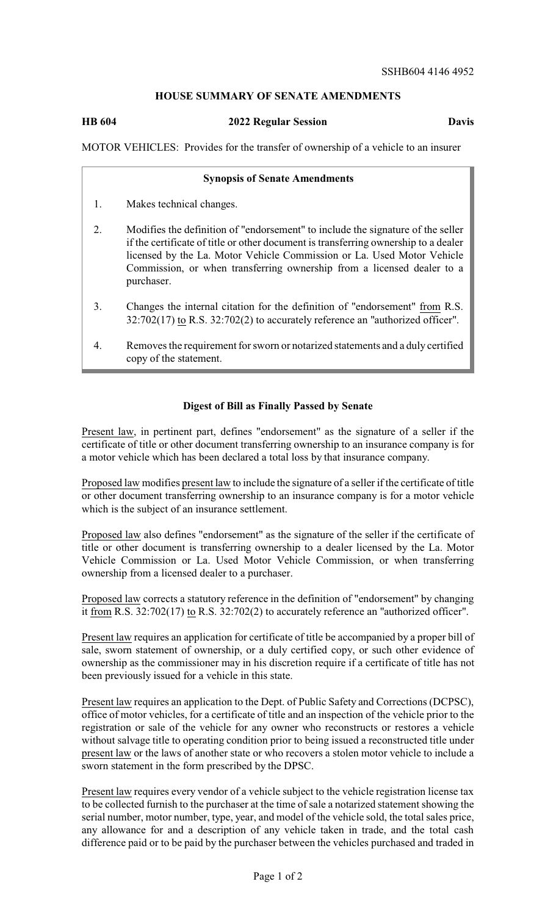SSHB604 4146 4952

## HOUSE SUMMARY OF SENATE AMENDMENTS

**HB 604 — 2022 Regular Session — Davis**

MOTOR VEHICLES: Provides for the transfer of ownership of a vehicle to an insurer

### Synopsis of Senate Amendments

1. Makes technical changes.
2. Modifies the definition of "endorsement" to include the signature of the seller if the certificate of title or other document is transferring ownership to a dealer licensed by the La. Motor Vehicle Commission or La. Used Motor Vehicle Commission, or when transferring ownership from a licensed dealer to a purchaser.
3. Changes the internal citation for the definition of "endorsement" from R.S. 32:702(17) to R.S. 32:702(2) to accurately reference an "authorized officer".
4. Removes the requirement for sworn or notarized statements and a duly certified copy of the statement.

### Digest of Bill as Finally Passed by Senate

Present law, in pertinent part, defines "endorsement" as the signature of a seller if the certificate of title or other document transferring ownership to an insurance company is for a motor vehicle which has been declared a total loss by that insurance company.

Proposed law modifies present law to include the signature of a seller if the certificate of title or other document transferring ownership to an insurance company is for a motor vehicle which is the subject of an insurance settlement.

Proposed law also defines "endorsement" as the signature of the seller if the certificate of title or other document is transferring ownership to a dealer licensed by the La. Motor Vehicle Commission or La. Used Motor Vehicle Commission, or when transferring ownership from a licensed dealer to a purchaser.

Proposed law corrects a statutory reference in the definition of "endorsement" by changing it from R.S. 32:702(17) to R.S. 32:702(2) to accurately reference an "authorized officer".

Present law requires an application for certificate of title be accompanied by a proper bill of sale, sworn statement of ownership, or a duly certified copy, or such other evidence of ownership as the commissioner may in his discretion require if a certificate of title has not been previously issued for a vehicle in this state.

Present law requires an application to the Dept. of Public Safety and Corrections (DCPSC), office of motor vehicles, for a certificate of title and an inspection of the vehicle prior to the registration or sale of the vehicle for any owner who reconstructs or restores a vehicle without salvage title to operating condition prior to being issued a reconstructed title under present law or the laws of another state or who recovers a stolen motor vehicle to include a sworn statement in the form prescribed by the DPSC.

Present law requires every vendor of a vehicle subject to the vehicle registration license tax to be collected furnish to the purchaser at the time of sale a notarized statement showing the serial number, motor number, type, year, and model of the vehicle sold, the total sales price, any allowance for and a description of any vehicle taken in trade, and the total cash difference paid or to be paid by the purchaser between the vehicles purchased and traded in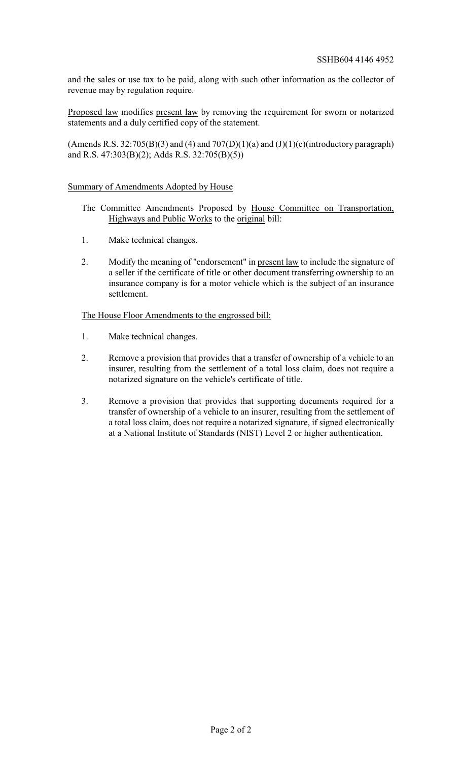and the sales or use tax to be paid, along with such other information as the collector of revenue may by regulation require.

Proposed law modifies present law by removing the requirement for sworn or notarized statements and a duly certified copy of the statement.

(Amends R.S. 32:705(B)(3) and (4) and 707(D)(1)(a) and (J)(1)(c)(introductory paragraph) and R.S. 47:303(B)(2); Adds R.S. 32:705(B)(5))

Summary of Amendments Adopted by House

The Committee Amendments Proposed by House Committee on Transportation, Highways and Public Works to the original bill:

1. Make technical changes.
2. Modify the meaning of "endorsement" in present law to include the signature of a seller if the certificate of title or other document transferring ownership to an insurance company is for a motor vehicle which is the subject of an insurance settlement.

The House Floor Amendments to the engrossed bill:

1. Make technical changes.
2. Remove a provision that provides that a transfer of ownership of a vehicle to an insurer, resulting from the settlement of a total loss claim, does not require a notarized signature on the vehicle's certificate of title.
3. Remove a provision that provides that supporting documents required for a transfer of ownership of a vehicle to an insurer, resulting from the settlement of a total loss claim, does not require a notarized signature, if signed electronically at a National Institute of Standards (NIST) Level 2 or higher authentication.